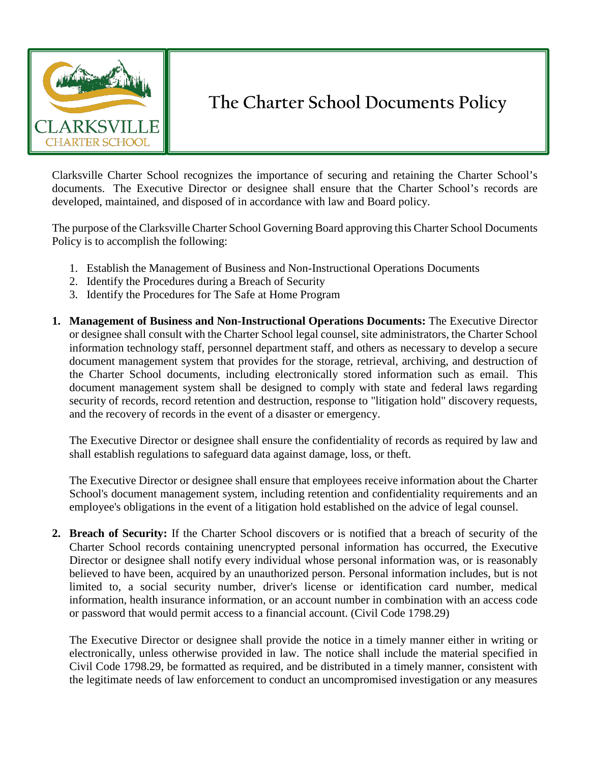# The Charter School Documents Policy

Clarksville Charter School recognizes the importance of securing and retaining the Charter School's documents. The Executive Director or designee shall ensure that the Charter School's records are developed, maintained, and disposed of in accordance with law and Board policy.

The purpose of the Clarksville Charter School Governing Board approving this Charter School Documents Policy is to accomplish the following:

1. Establish the Management of Business and Non-Instructional Operations Documents
2. Identify the Procedures during a Breach of Security
3. Identify the Procedures for The Safe at Home Program

1. **Management of Business and Non-Instructional Operations Documents:** The Executive Director or designee shall consult with the Charter School legal counsel, site administrators, the Charter School information technology staff, personnel department staff, and others as necessary to develop a secure document management system that provides for the storage, retrieval, archiving, and destruction of the Charter School documents, including electronically stored information such as email. This document management system shall be designed to comply with state and federal laws regarding security of records, record retention and destruction, response to "litigation hold" discovery requests, and the recovery of records in the event of a disaster or emergency.

   The Executive Director or designee shall ensure the confidentiality of records as required by law and shall establish regulations to safeguard data against damage, loss, or theft.

   The Executive Director or designee shall ensure that employees receive information about the Charter School's document management system, including retention and confidentiality requirements and an employee's obligations in the event of a litigation hold established on the advice of legal counsel.

2. **Breach of Security:** If the Charter School discovers or is notified that a breach of security of the Charter School records containing unencrypted personal information has occurred, the Executive Director or designee shall notify every individual whose personal information was, or is reasonably believed to have been, acquired by an unauthorized person. Personal information includes, but is not limited to, a social security number, driver's license or identification card number, medical information, health insurance information, or an account number in combination with an access code or password that would permit access to a financial account. (Civil Code 1798.29)

   The Executive Director or designee shall provide the notice in a timely manner either in writing or electronically, unless otherwise provided in law. The notice shall include the material specified in Civil Code 1798.29, be formatted as required, and be distributed in a timely manner, consistent with the legitimate needs of law enforcement to conduct an uncompromised investigation or any measures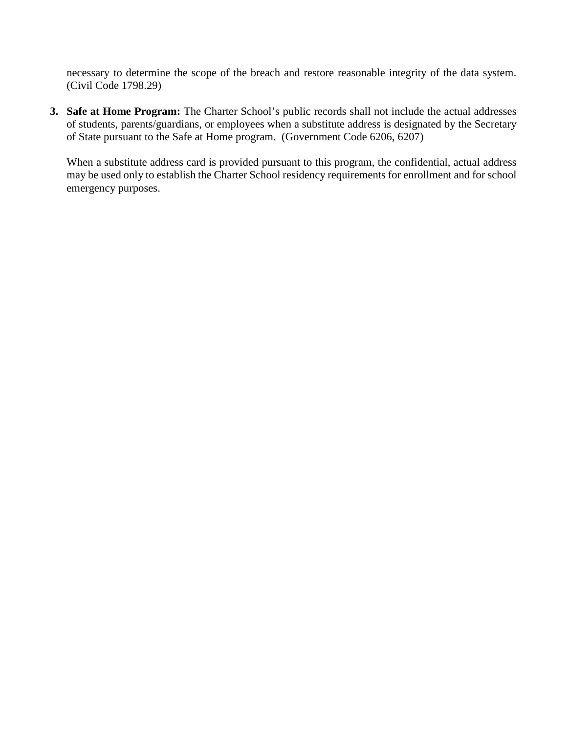necessary to determine the scope of the breach and restore reasonable integrity of the data system. (Civil Code 1798.29)

3. **Safe at Home Program:** The Charter School's public records shall not include the actual addresses of students, parents/guardians, or employees when a substitute address is designated by the Secretary of State pursuant to the Safe at Home program. (Government Code 6206, 6207)

   When a substitute address card is provided pursuant to this program, the confidential, actual address may be used only to establish the Charter School residency requirements for enrollment and for school emergency purposes.